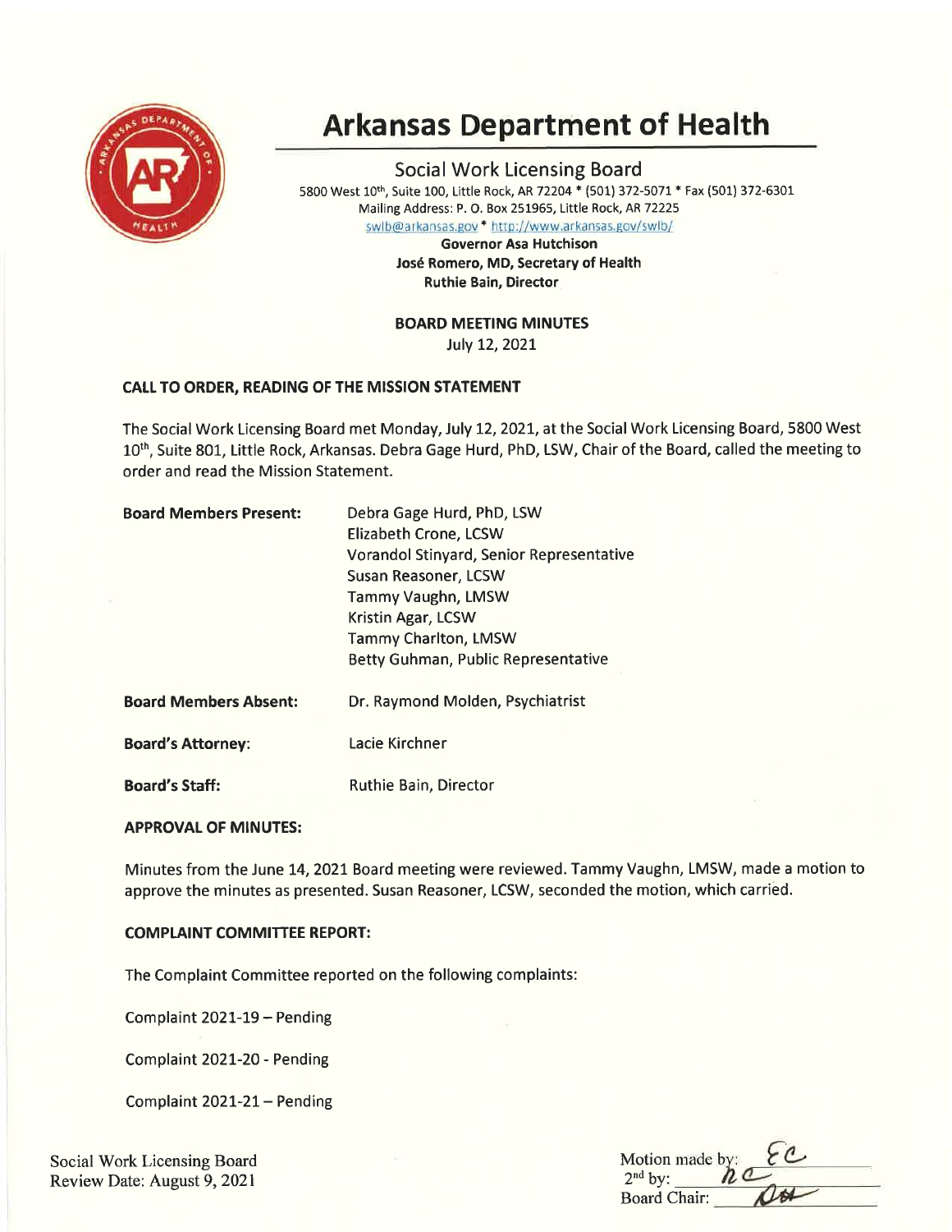# Arkansas Department of Health

## Social Work Licensing Board

5800 West 10th, Suite 100, Little Rock, AR 72204 * (501) 372-5071 * Fax (501) 372-6301
Mailing Address: P. O. Box 251965, Little Rock, AR 72225
swlb@arkansas.gov * http://www.arkansas.gov/swlb/

**Governor Asa Hutchison**
**José Romero, MD, Secretary of Health**
**Ruthie Bain, Director**

**BOARD MEETING MINUTES**
July 12, 2021

### CALL TO ORDER, READING OF THE MISSION STATEMENT

The Social Work Licensing Board met Monday, July 12, 2021, at the Social Work Licensing Board, 5800 West 10th, Suite 801, Little Rock, Arkansas. Debra Gage Hurd, PhD, LSW, Chair of the Board, called the meeting to order and read the Mission Statement.

**Board Members Present:**
Debra Gage Hurd, PhD, LSW
Elizabeth Crone, LCSW
Vorandol Stinyard, Senior Representative
Susan Reasoner, LCSW
Tammy Vaughn, LMSW
Kristin Agar, LCSW
Tammy Charlton, LMSW
Betty Guhman, Public Representative

**Board Members Absent:** Dr. Raymond Molden, Psychiatrist

**Board's Attorney:** Lacie Kirchner

**Board's Staff:** Ruthie Bain, Director

### APPROVAL OF MINUTES:

Minutes from the June 14, 2021 Board meeting were reviewed. Tammy Vaughn, LMSW, made a motion to approve the minutes as presented. Susan Reasoner, LCSW, seconded the motion, which carried.

### COMPLAINT COMMITTEE REPORT:

The Complaint Committee reported on the following complaints:

Complaint 2021-19 – Pending

Complaint 2021-20 - Pending

Complaint 2021-21 – Pending

Social Work Licensing Board
Review Date: August 9, 2021

Motion made by: EC
2nd by: RC
Board Chair: DH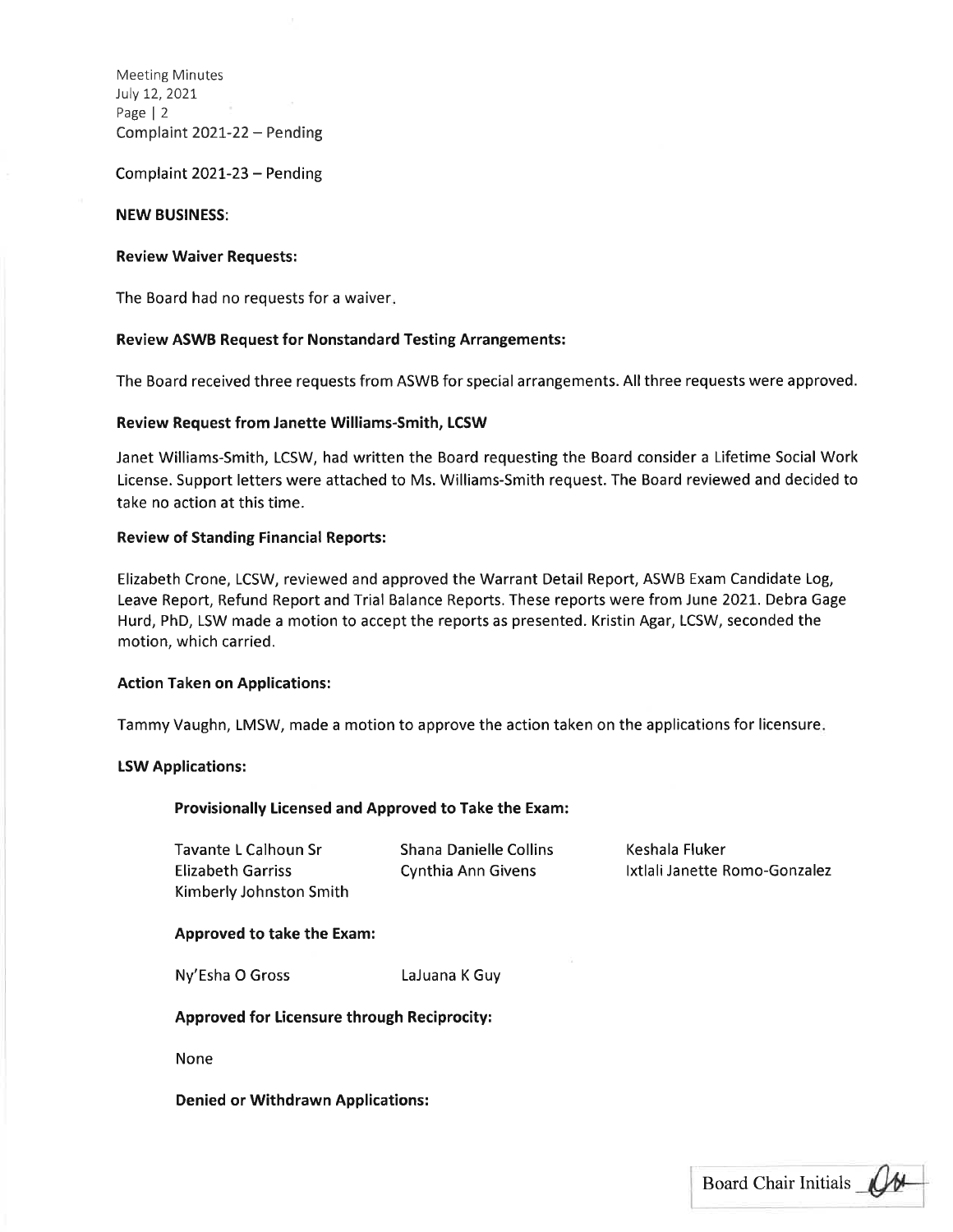Complaint 2021-22 – Pending

Complaint 2021-23 – Pending

**NEW BUSINESS:**

**Review Waiver Requests:**

The Board had no requests for a waiver.

**Review ASWB Request for Nonstandard Testing Arrangements:**

The Board received three requests from ASWB for special arrangements. All three requests were approved.

**Review Request from Janette Williams-Smith, LCSW**

Janet Williams-Smith, LCSW, had written the Board requesting the Board consider a Lifetime Social Work License. Support letters were attached to Ms. Williams-Smith request. The Board reviewed and decided to take no action at this time.

**Review of Standing Financial Reports:**

Elizabeth Crone, LCSW, reviewed and approved the Warrant Detail Report, ASWB Exam Candidate Log, Leave Report, Refund Report and Trial Balance Reports. These reports were from June 2021. Debra Gage Hurd, PhD, LSW made a motion to accept the reports as presented. Kristin Agar, LCSW, seconded the motion, which carried.

**Action Taken on Applications:**

Tammy Vaughn, LMSW, made a motion to approve the action taken on the applications for licensure.

**LSW Applications:**

**Provisionally Licensed and Approved to Take the Exam:**

Tavante L Calhoun Sr
Shana Danielle Collins
Keshala Fluker
Elizabeth Garriss
Cynthia Ann Givens
Ixtlali Janette Romo-Gonzalez
Kimberly Johnston Smith

**Approved to take the Exam:**

Ny'Esha O Gross
LaJuana K Guy

**Approved for Licensure through Reciprocity:**

None

**Denied or Withdrawn Applications:**

Board Chair Initials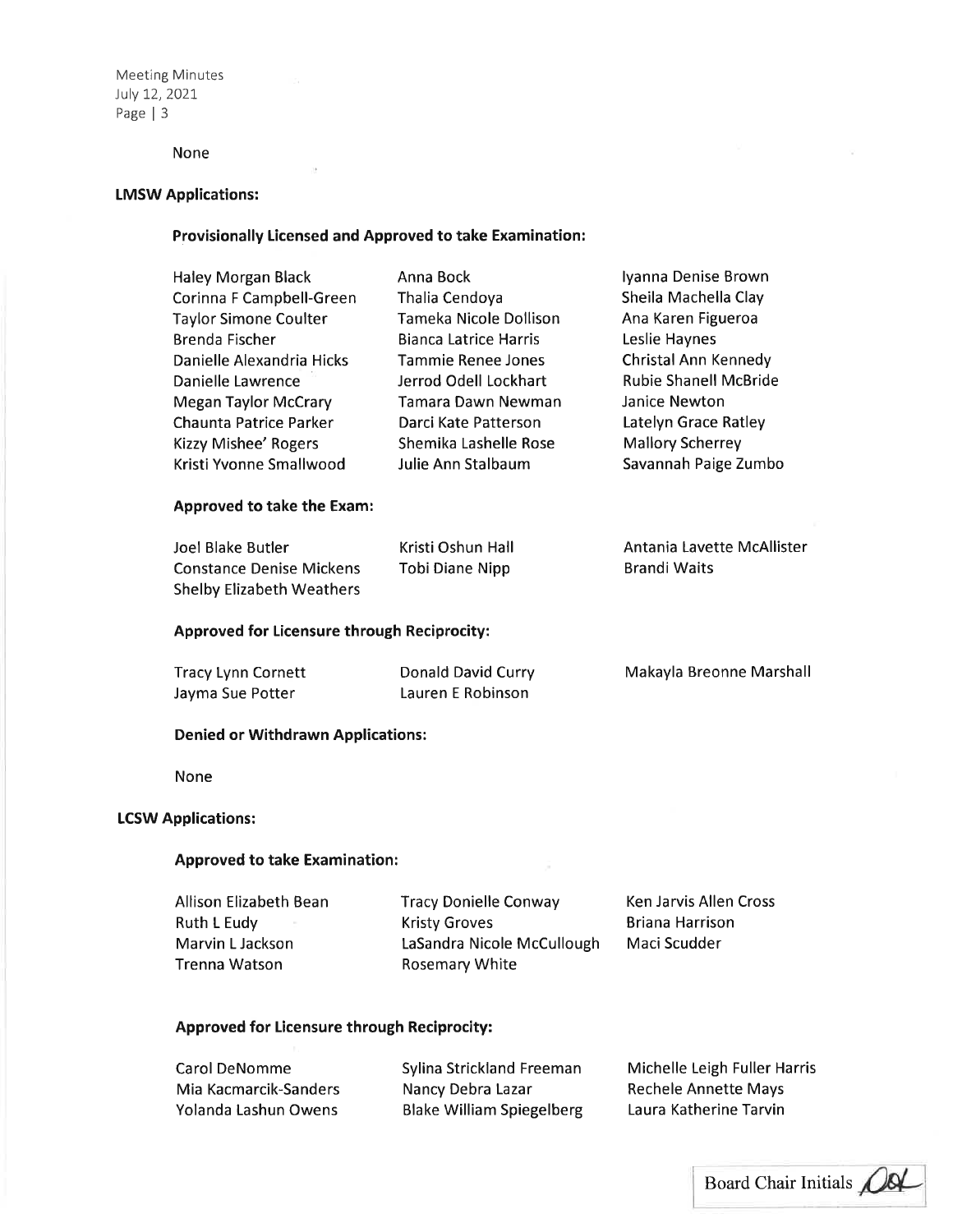None

**LMSW Applications:**

**Provisionally Licensed and Approved to take Examination:**

| | | |
|---|---|---|
| Haley Morgan Black | Anna Bock | Iyanna Denise Brown |
| Corinna F Campbell-Green | Thalia Cendoya | Sheila Machella Clay |
| Taylor Simone Coulter | Tameka Nicole Dollison | Ana Karen Figueroa |
| Brenda Fischer | Bianca Latrice Harris | Leslie Haynes |
| Danielle Alexandria Hicks | Tammie Renee Jones | Christal Ann Kennedy |
| Danielle Lawrence | Jerrod Odell Lockhart | Rubie Shanell McBride |
| Megan Taylor McCrary | Tamara Dawn Newman | Janice Newton |
| Chaunta Patrice Parker | Darci Kate Patterson | Latelyn Grace Ratley |
| Kizzy Mishee' Rogers | Shemika Lashelle Rose | Mallory Scherrey |
| Kristi Yvonne Smallwood | Julie Ann Stalbaum | Savannah Paige Zumbo |

**Approved to take the Exam:**

| | | |
|---|---|---|
| Joel Blake Butler | Kristi Oshun Hall | Antania Lavette McAllister |
| Constance Denise Mickens | Tobi Diane Nipp | Brandi Waits |
| Shelby Elizabeth Weathers | | |

**Approved for Licensure through Reciprocity:**

| | | |
|---|---|---|
| Tracy Lynn Cornett | Donald David Curry | Makayla Breonne Marshall |
| Jayma Sue Potter | Lauren E Robinson | |

**Denied or Withdrawn Applications:**

None

**LCSW Applications:**

**Approved to take Examination:**

| | | |
|---|---|---|
| Allison Elizabeth Bean | Tracy Donielle Conway | Ken Jarvis Allen Cross |
| Ruth L Eudy | Kristy Groves | Briana Harrison |
| Marvin L Jackson | LaSandra Nicole McCullough | Maci Scudder |
| Trenna Watson | Rosemary White | |

**Approved for Licensure through Reciprocity:**

| | | |
|---|---|---|
| Carol DeNomme | Sylina Strickland Freeman | Michelle Leigh Fuller Harris |
| Mia Kacmarcik-Sanders | Nancy Debra Lazar | Rechele Annette Mays |
| Yolanda Lashun Owens | Blake William Spiegelberg | Laura Katherine Tarvin |

Board Chair Initials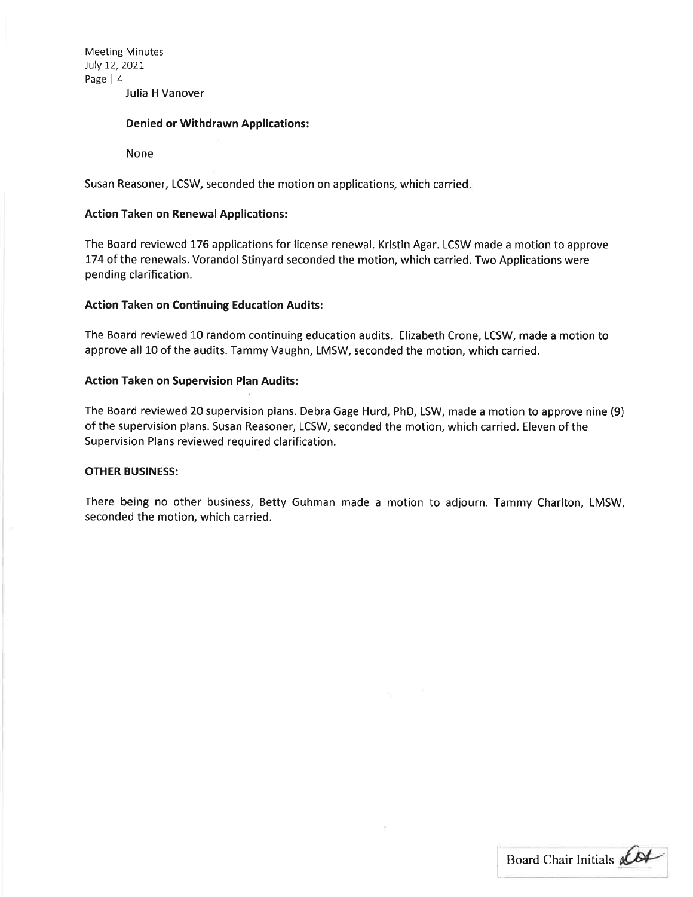Julia H Vanover

**Denied or Withdrawn Applications:**

None

Susan Reasoner, LCSW, seconded the motion on applications, which carried.

**Action Taken on Renewal Applications:**

The Board reviewed 176 applications for license renewal. Kristin Agar. LCSW made a motion to approve 174 of the renewals. Vorandol Stinyard seconded the motion, which carried. Two Applications were pending clarification.

**Action Taken on Continuing Education Audits:**

The Board reviewed 10 random continuing education audits. Elizabeth Crone, LCSW, made a motion to approve all 10 of the audits. Tammy Vaughn, LMSW, seconded the motion, which carried.

**Action Taken on Supervision Plan Audits:**

The Board reviewed 20 supervision plans. Debra Gage Hurd, PhD, LSW, made a motion to approve nine (9) of the supervision plans. Susan Reasoner, LCSW, seconded the motion, which carried. Eleven of the Supervision Plans reviewed required clarification.

**OTHER BUSINESS:**

There being no other business, Betty Guhman made a motion to adjourn. Tammy Charlton, LMSW, seconded the motion, which carried.

Board Chair Initials